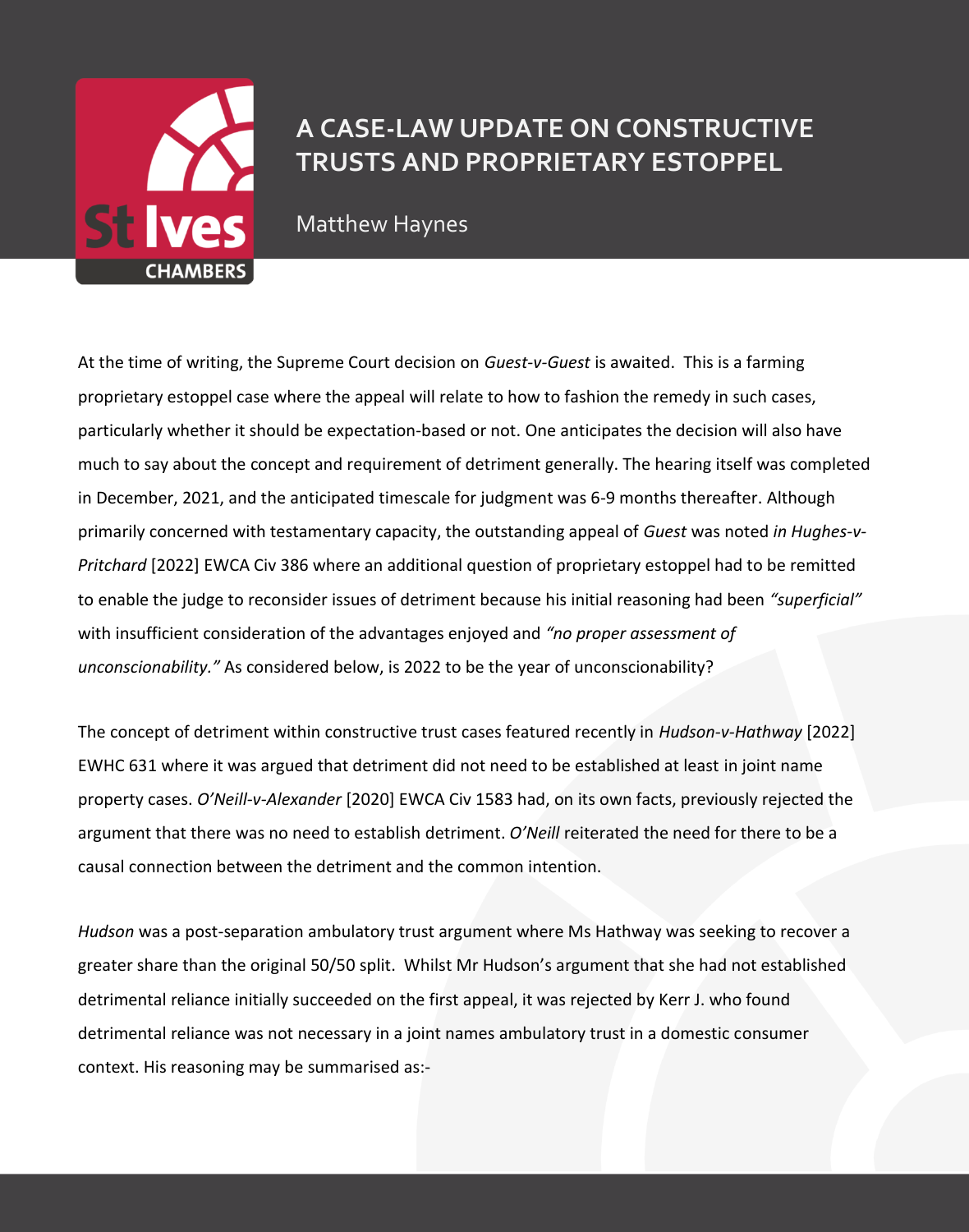# A CASE-LAW UPDATE ON CONSTRUCTIVE TRUSTS AND PROPRIETARY ESTOPPEL

Matthew Haynes

At the time of writing, the Supreme Court decision on *Guest-v-Guest* is awaited. This is a farming proprietary estoppel case where the appeal will relate to how to fashion the remedy in such cases, particularly whether it should be expectation-based or not. One anticipates the decision will also have much to say about the concept and requirement of detriment generally. The hearing itself was completed in December, 2021, and the anticipated timescale for judgment was 6-9 months thereafter. Although primarily concerned with testamentary capacity, the outstanding appeal of *Guest* was noted *in Hughes-v-Pritchard* [2022] EWCA Civ 386 where an additional question of proprietary estoppel had to be remitted to enable the judge to reconsider issues of detriment because his initial reasoning had been *"superficial"* with insufficient consideration of the advantages enjoyed and *"no proper assessment of unconscionability."* As considered below, is 2022 to be the year of unconscionability?

The concept of detriment within constructive trust cases featured recently in *Hudson-v-Hathway* [2022] EWHC 631 where it was argued that detriment did not need to be established at least in joint name property cases. *O'Neill-v-Alexander* [2020] EWCA Civ 1583 had, on its own facts, previously rejected the argument that there was no need to establish detriment. *O'Neill* reiterated the need for there to be a causal connection between the detriment and the common intention.

*Hudson* was a post-separation ambulatory trust argument where Ms Hathway was seeking to recover a greater share than the original 50/50 split. Whilst Mr Hudson's argument that she had not established detrimental reliance initially succeeded on the first appeal, it was rejected by Kerr J. who found detrimental reliance was not necessary in a joint names ambulatory trust in a domestic consumer context. His reasoning may be summarised as:-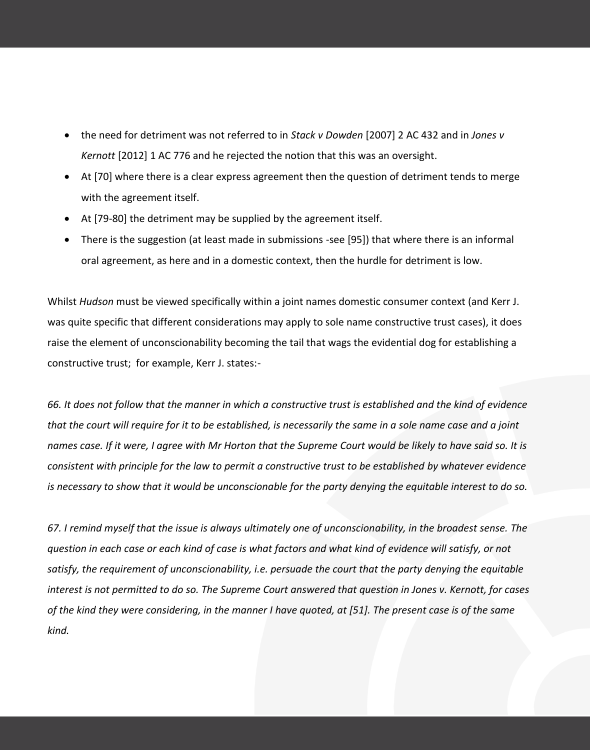- the need for detriment was not referred to in *Stack v Dowden* [2007] 2 AC 432 and in *Jones v Kernott* [2012] 1 AC 776 and he rejected the notion that this was an oversight.
- At [70] where there is a clear express agreement then the question of detriment tends to merge with the agreement itself.
- At [79-80] the detriment may be supplied by the agreement itself.
- There is the suggestion (at least made in submissions -see [95]) that where there is an informal oral agreement, as here and in a domestic context, then the hurdle for detriment is low.

Whilst *Hudson* must be viewed specifically within a joint names domestic consumer context (and Kerr J. was quite specific that different considerations may apply to sole name constructive trust cases), it does raise the element of unconscionability becoming the tail that wags the evidential dog for establishing a constructive trust; for example, Kerr J. states:-

*66. It does not follow that the manner in which a constructive trust is established and the kind of evidence that the court will require for it to be established, is necessarily the same in a sole name case and a joint names case. If it were, I agree with Mr Horton that the Supreme Court would be likely to have said so. It is consistent with principle for the law to permit a constructive trust to be established by whatever evidence is necessary to show that it would be unconscionable for the party denying the equitable interest to do so.*

*67. I remind myself that the issue is always ultimately one of unconscionability, in the broadest sense. The question in each case or each kind of case is what factors and what kind of evidence will satisfy, or not satisfy, the requirement of unconscionability, i.e. persuade the court that the party denying the equitable interest is not permitted to do so. The Supreme Court answered that question in Jones v. Kernott, for cases of the kind they were considering, in the manner I have quoted, at [51]. The present case is of the same kind.*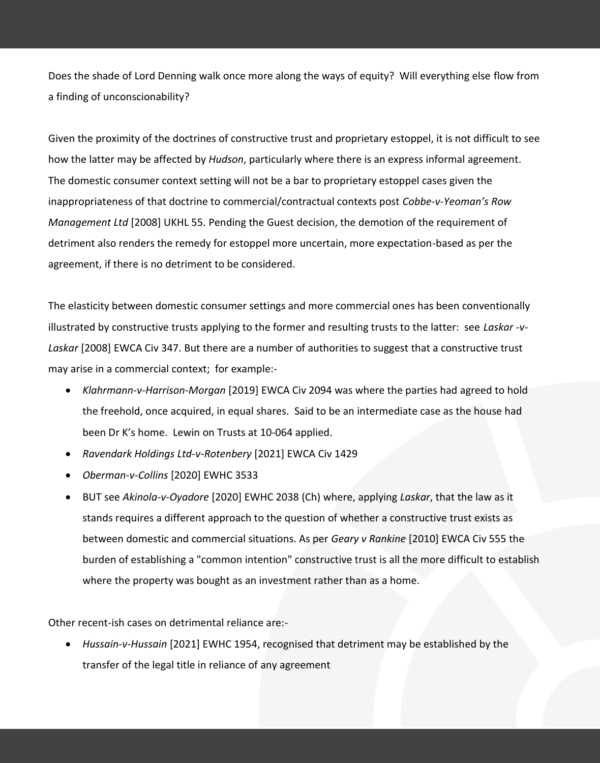Does the shade of Lord Denning walk once more along the ways of equity? Will everything else flow from a finding of unconscionability?

Given the proximity of the doctrines of constructive trust and proprietary estoppel, it is not difficult to see how the latter may be affected by *Hudson*, particularly where there is an express informal agreement. The domestic consumer context setting will not be a bar to proprietary estoppel cases given the inappropriateness of that doctrine to commercial/contractual contexts post *Cobbe-v-Yeoman's Row Management Ltd* [2008] UKHL 55. Pending the Guest decision, the demotion of the requirement of detriment also renders the remedy for estoppel more uncertain, more expectation-based as per the agreement, if there is no detriment to be considered.

The elasticity between domestic consumer settings and more commercial ones has been conventionally illustrated by constructive trusts applying to the former and resulting trusts to the latter: see *Laskar -v-Laskar* [2008] EWCA Civ 347. But there are a number of authorities to suggest that a constructive trust may arise in a commercial context; for example:-

- *Klahrmann-v-Harrison-Morgan* [2019] EWCA Civ 2094 was where the parties had agreed to hold the freehold, once acquired, in equal shares. Said to be an intermediate case as the house had been Dr K's home. Lewin on Trusts at 10-064 applied.
- *Ravendark Holdings Ltd-v-Rotenbery* [2021] EWCA Civ 1429
- *Oberman-v-Collins* [2020] EWHC 3533
- BUT see *Akinola-v-Oyadore* [2020] EWHC 2038 (Ch) where, applying *Laskar*, that the law as it stands requires a different approach to the question of whether a constructive trust exists as between domestic and commercial situations. As per *Geary v Rankine* [2010] EWCA Civ 555 the burden of establishing a "common intention" constructive trust is all the more difficult to establish where the property was bought as an investment rather than as a home.

Other recent-ish cases on detrimental reliance are:-

- *Hussain-v-Hussain* [2021] EWHC 1954, recognised that detriment may be established by the transfer of the legal title in reliance of any agreement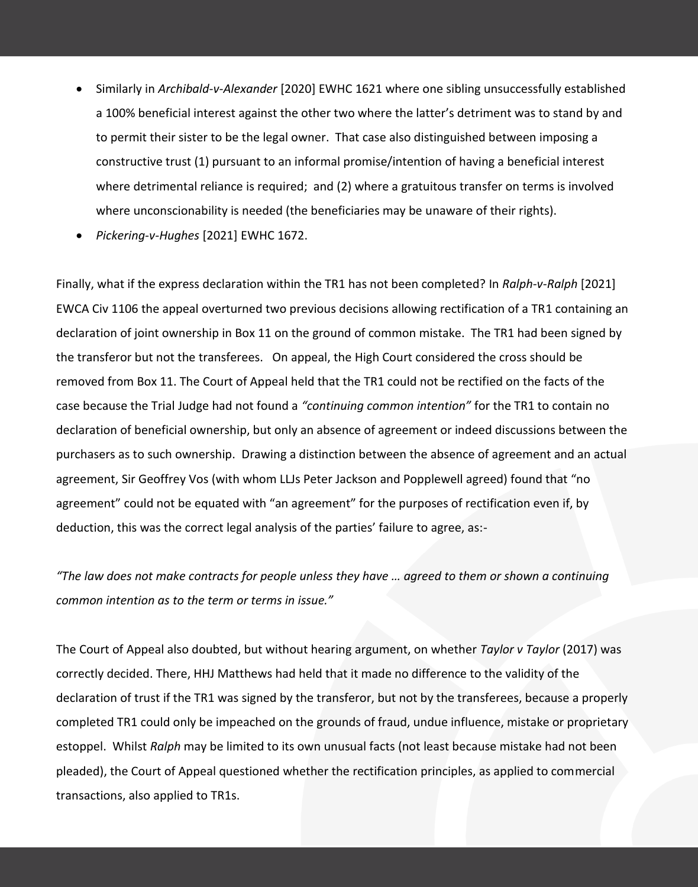- Similarly in *Archibald-v-Alexander* [2020] EWHC 1621 where one sibling unsuccessfully established a 100% beneficial interest against the other two where the latter's detriment was to stand by and to permit their sister to be the legal owner. That case also distinguished between imposing a constructive trust (1) pursuant to an informal promise/intention of having a beneficial interest where detrimental reliance is required; and (2) where a gratuitous transfer on terms is involved where unconscionability is needed (the beneficiaries may be unaware of their rights).
- *Pickering-v-Hughes* [2021] EWHC 1672.

Finally, what if the express declaration within the TR1 has not been completed? In *Ralph-v-Ralph* [2021] EWCA Civ 1106 the appeal overturned two previous decisions allowing rectification of a TR1 containing an declaration of joint ownership in Box 11 on the ground of common mistake. The TR1 had been signed by the transferor but not the transferees. On appeal, the High Court considered the cross should be removed from Box 11. The Court of Appeal held that the TR1 could not be rectified on the facts of the case because the Trial Judge had not found a *"continuing common intention"* for the TR1 to contain no declaration of beneficial ownership, but only an absence of agreement or indeed discussions between the purchasers as to such ownership. Drawing a distinction between the absence of agreement and an actual agreement, Sir Geoffrey Vos (with whom LLJs Peter Jackson and Popplewell agreed) found that "no agreement" could not be equated with "an agreement" for the purposes of rectification even if, by deduction, this was the correct legal analysis of the parties' failure to agree, as:-

*"The law does not make contracts for people unless they have … agreed to them or shown a continuing common intention as to the term or terms in issue."*

The Court of Appeal also doubted, but without hearing argument, on whether *Taylor v Taylor* (2017) was correctly decided. There, HHJ Matthews had held that it made no difference to the validity of the declaration of trust if the TR1 was signed by the transferor, but not by the transferees, because a properly completed TR1 could only be impeached on the grounds of fraud, undue influence, mistake or proprietary estoppel. Whilst *Ralph* may be limited to its own unusual facts (not least because mistake had not been pleaded), the Court of Appeal questioned whether the rectification principles, as applied to commercial transactions, also applied to TR1s.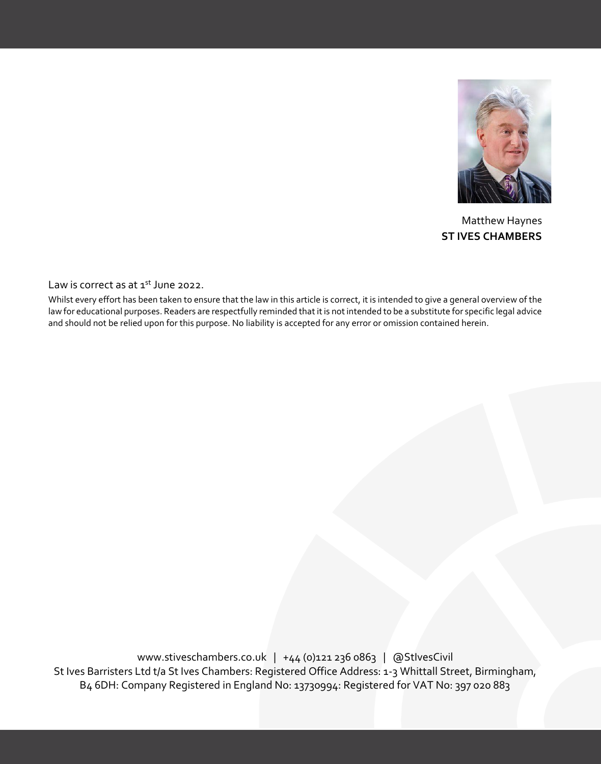Matthew Haynes
**ST IVES CHAMBERS**

Law is correct as at 1st June 2022.

Whilst every effort has been taken to ensure that the law in this article is correct, it is intended to give a general overview of the law for educational purposes. Readers are respectfully reminded that it is not intended to be a substitute for specific legal advice and should not be relied upon for this purpose. No liability is accepted for any error or omission contained herein.

www.stiveschambers.co.uk | +44 (0)121 236 0863 | @StIvesCivil
St Ives Barristers Ltd t/a St Ives Chambers: Registered Office Address: 1-3 Whittall Street, Birmingham, B4 6DH: Company Registered in England No: 13730994: Registered for VAT No: 397 020 883